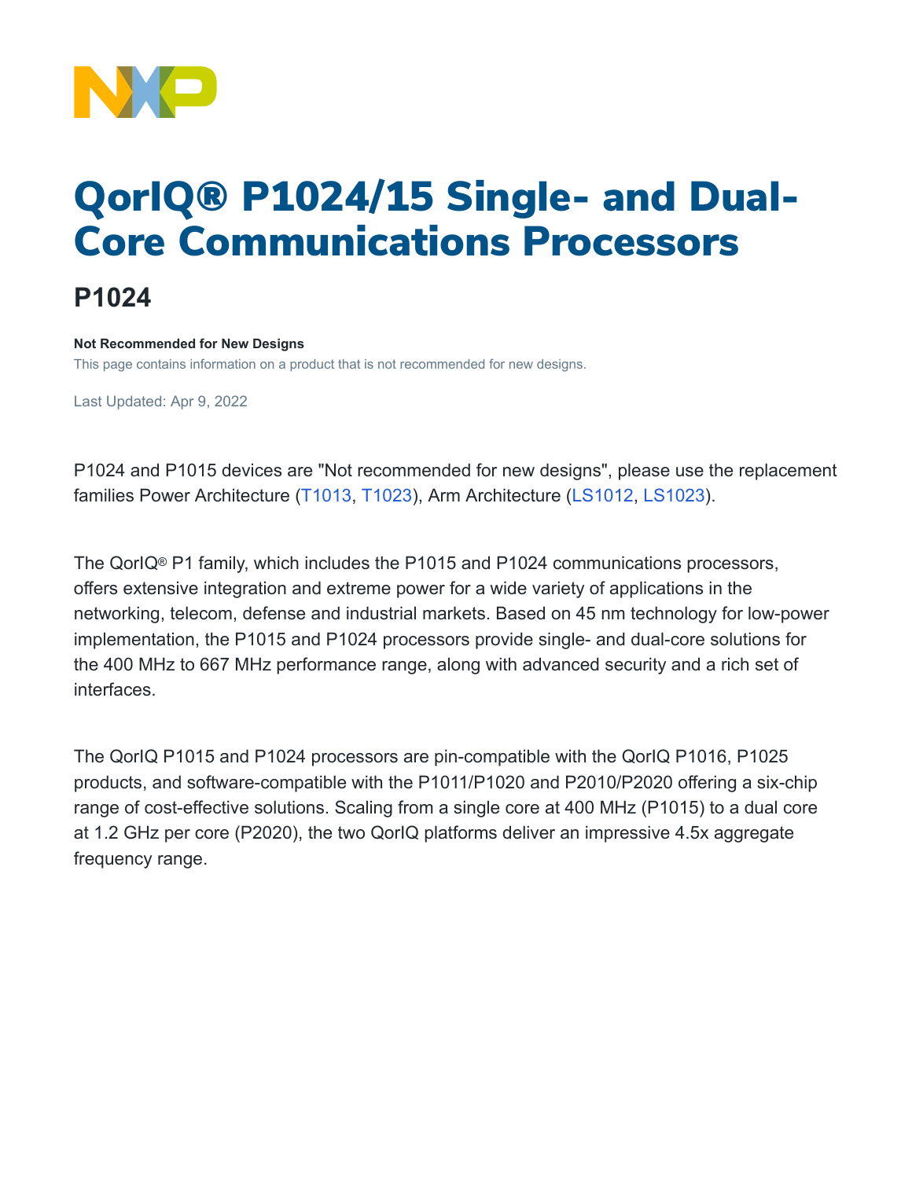# QorIQ® P1024/15 Single- and Dual-Core Communications Processors

## P1024

**Not Recommended for New Designs**

This page contains information on a product that is not recommended for new designs.

Last Updated: Apr 9, 2022

P1024 and P1015 devices are "Not recommended for new designs", please use the replacement families Power Architecture (T1013, T1023), Arm Architecture (LS1012, LS1023).

The QorIQ® P1 family, which includes the P1015 and P1024 communications processors, offers extensive integration and extreme power for a wide variety of applications in the networking, telecom, defense and industrial markets. Based on 45 nm technology for low-power implementation, the P1015 and P1024 processors provide single- and dual-core solutions for the 400 MHz to 667 MHz performance range, along with advanced security and a rich set of interfaces.

The QorIQ P1015 and P1024 processors are pin-compatible with the QorIQ P1016, P1025 products, and software-compatible with the P1011/P1020 and P2010/P2020 offering a six-chip range of cost-effective solutions. Scaling from a single core at 400 MHz (P1015) to a dual core at 1.2 GHz per core (P2020), the two QorIQ platforms deliver an impressive 4.5x aggregate frequency range.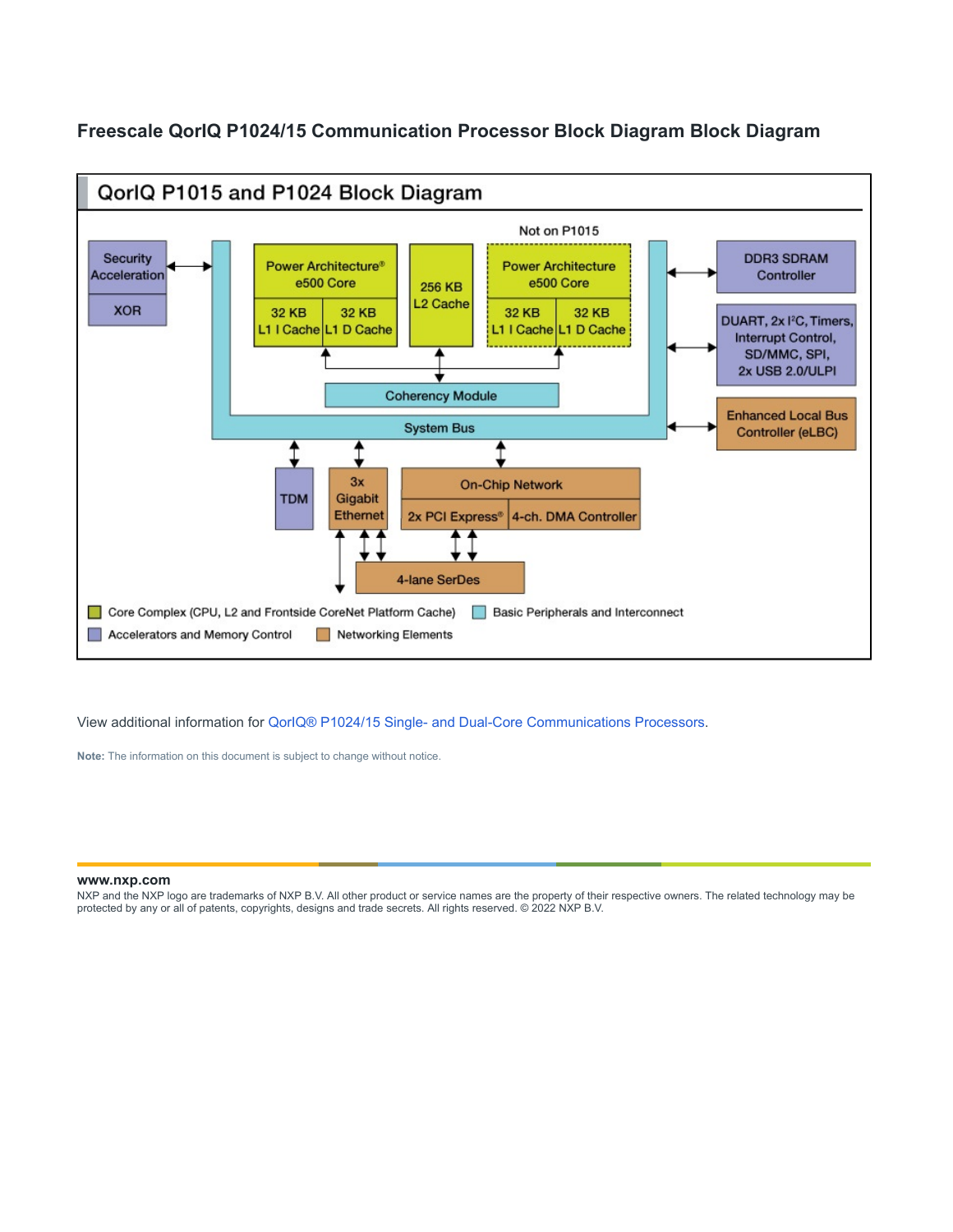## Freescale QorIQ P1024/15 Communication Processor Block Diagram Block Diagram

QorIQ P1015 and P1024 Block Diagram

Not on P1015

Security Acceleration

XOR

Power Architecture® e500 Core

32 KB L1 I Cache

32 KB L1 D Cache

256 KB L2 Cache

Power Architecture e500 Core

32 KB L1 I Cache

32 KB L1 D Cache

DDR3 SDRAM Controller

DUART, 2x I²C, Timers, Interrupt Control, SD/MMC, SPI, 2x USB 2.0/ULPI

Coherency Module

System Bus

Enhanced Local Bus Controller (eLBC)

TDM

3x Gigabit Ethernet

On-Chip Network

2x PCI Express®

4-ch. DMA Controller

4-lane SerDes

Core Complex (CPU, L2 and Frontside CoreNet Platform Cache)

Basic Peripherals and Interconnect

Accelerators and Memory Control

Networking Elements

View additional information for QorIQ® P1024/15 Single- and Dual-Core Communications Processors.

**Note:** The information on this document is subject to change without notice.

**www.nxp.com**

NXP and the NXP logo are trademarks of NXP B.V. All other product or service names are the property of their respective owners. The related technology may be protected by any or all of patents, copyrights, designs and trade secrets. All rights reserved. © 2022 NXP B.V.